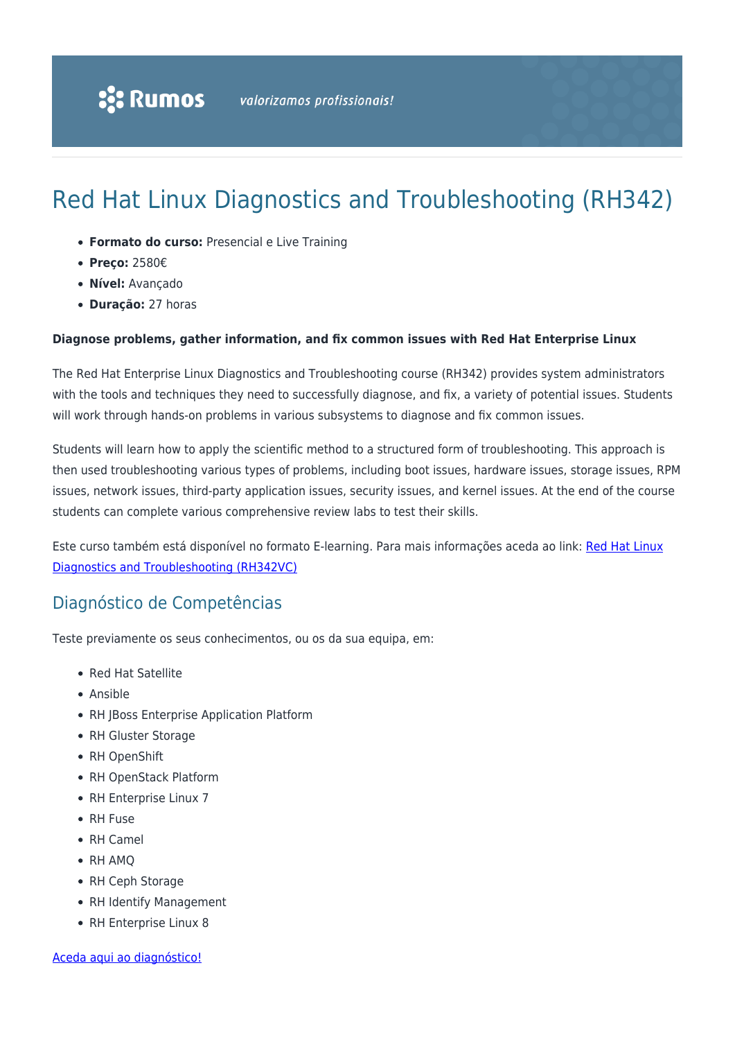# Red Hat Linux Diagnostics and Troubleshooting (RH342)

- **Formato do curso:** Presencial e Live Training
- **Preço:** 2580€
- **Nível:** Avançado
- **Duração:** 27 horas

**Diagnose problems, gather information, and fix common issues with Red Hat Enterprise Linux**

The Red Hat Enterprise Linux Diagnostics and Troubleshooting course (RH342) provides system administrators with the tools and techniques they need to successfully diagnose, and fix, a variety of potential issues. Students will work through hands-on problems in various subsystems to diagnose and fix common issues.

Students will learn how to apply the scientific method to a structured form of troubleshooting. This approach is then used troubleshooting various types of problems, including boot issues, hardware issues, storage issues, RPM issues, network issues, third-party application issues, security issues, and kernel issues. At the end of the course students can complete various comprehensive review labs to test their skills.

Este curso também está disponível no formato E-learning. Para mais informações aceda ao link: [Red Hat Linux Diagnostics and Troubleshooting (RH342VC)]

## Diagnóstico de Competências

Teste previamente os seus conhecimentos, ou os da sua equipa, em:

- Red Hat Satellite
- Ansible
- RH JBoss Enterprise Application Platform
- RH Gluster Storage
- RH OpenShift
- RH OpenStack Platform
- RH Enterprise Linux 7
- RH Fuse
- RH Camel
- RH AMQ
- RH Ceph Storage
- RH Identify Management
- RH Enterprise Linux 8

[Aceda aqui ao diagnóstico!]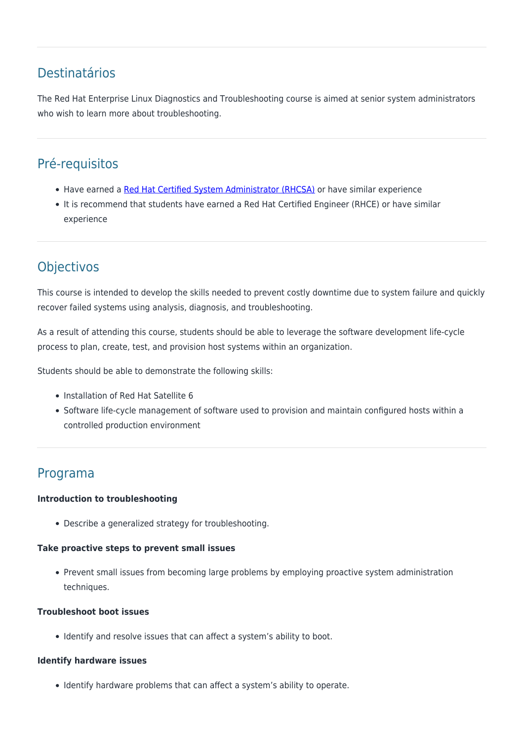## Destinatários

The Red Hat Enterprise Linux Diagnostics and Troubleshooting course is aimed at senior system administrators who wish to learn more about troubleshooting.

## Pré-requisitos

- Have earned a [Red Hat Certified System Administrator (RHCSA)]() or have similar experience
- It is recommend that students have earned a Red Hat Certified Engineer (RHCE) or have similar experience

## Objectivos

This course is intended to develop the skills needed to prevent costly downtime due to system failure and quickly recover failed systems using analysis, diagnosis, and troubleshooting.

As a result of attending this course, students should be able to leverage the software development life-cycle process to plan, create, test, and provision host systems within an organization.

Students should be able to demonstrate the following skills:

- Installation of Red Hat Satellite 6
- Software life-cycle management of software used to provision and maintain configured hosts within a controlled production environment

## Programa

**Introduction to troubleshooting**

- Describe a generalized strategy for troubleshooting.

**Take proactive steps to prevent small issues**

- Prevent small issues from becoming large problems by employing proactive system administration techniques.

**Troubleshoot boot issues**

- Identify and resolve issues that can affect a system's ability to boot.

**Identify hardware issues**

- Identify hardware problems that can affect a system's ability to operate.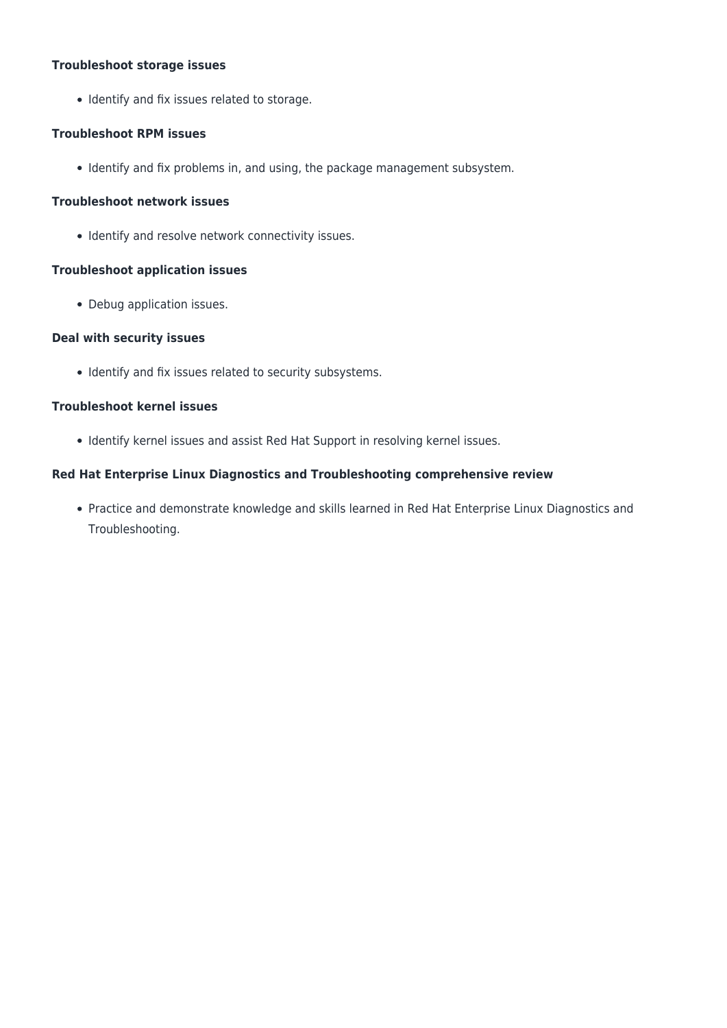**Troubleshoot storage issues**

- Identify and fix issues related to storage.

**Troubleshoot RPM issues**

- Identify and fix problems in, and using, the package management subsystem.

**Troubleshoot network issues**

- Identify and resolve network connectivity issues.

**Troubleshoot application issues**

- Debug application issues.

**Deal with security issues**

- Identify and fix issues related to security subsystems.

**Troubleshoot kernel issues**

- Identify kernel issues and assist Red Hat Support in resolving kernel issues.

**Red Hat Enterprise Linux Diagnostics and Troubleshooting comprehensive review**

- Practice and demonstrate knowledge and skills learned in Red Hat Enterprise Linux Diagnostics and Troubleshooting.